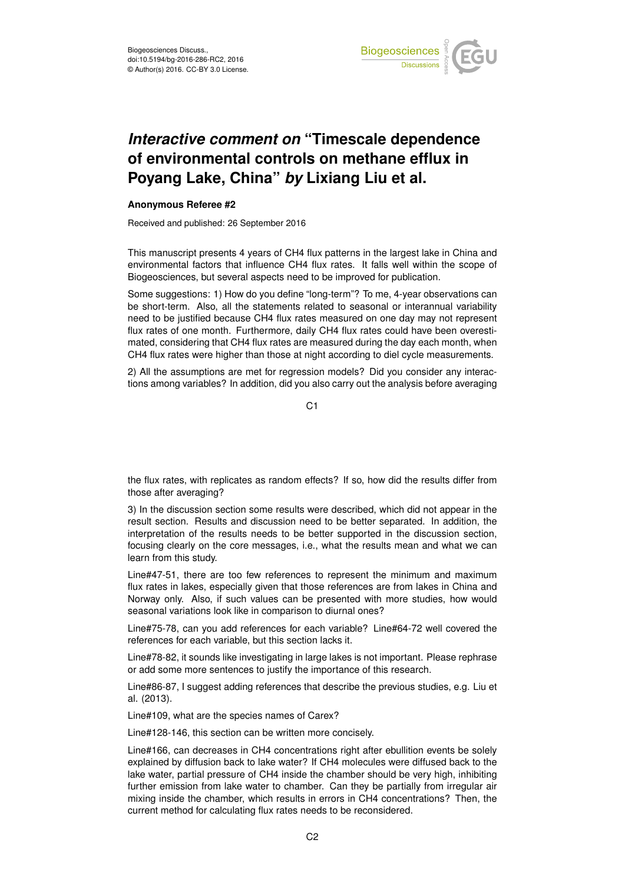# *Interactive comment on* "Timescale dependence of environmental controls on methane efflux in Poyang Lake, China" *by* Lixiang Liu et al.

**Anonymous Referee #2**

Received and published: 26 September 2016

This manuscript presents 4 years of CH4 flux patterns in the largest lake in China and environmental factors that influence CH4 flux rates. It falls well within the scope of Biogeosciences, but several aspects need to be improved for publication.

Some suggestions: 1) How do you define "long-term"? To me, 4-year observations can be short-term. Also, all the statements related to seasonal or interannual variability need to be justified because CH4 flux rates measured on one day may not represent flux rates of one month. Furthermore, daily CH4 flux rates could have been overestimated, considering that CH4 flux rates are measured during the day each month, when CH4 flux rates were higher than those at night according to diel cycle measurements.

2) All the assumptions are met for regression models? Did you consider any interactions among variables? In addition, did you also carry out the analysis before averaging the flux rates, with replicates as random effects? If so, how did the results differ from those after averaging?

3) In the discussion section some results were described, which did not appear in the result section. Results and discussion need to be better separated. In addition, the interpretation of the results needs to be better supported in the discussion section, focusing clearly on the core messages, i.e., what the results mean and what we can learn from this study.

Line#47-51, there are too few references to represent the minimum and maximum flux rates in lakes, especially given that those references are from lakes in China and Norway only. Also, if such values can be presented with more studies, how would seasonal variations look like in comparison to diurnal ones?

Line#75-78, can you add references for each variable? Line#64-72 well covered the references for each variable, but this section lacks it.

Line#78-82, it sounds like investigating in large lakes is not important. Please rephrase or add some more sentences to justify the importance of this research.

Line#86-87, I suggest adding references that describe the previous studies, e.g. Liu et al. (2013).

Line#109, what are the species names of Carex?

Line#128-146, this section can be written more concisely.

Line#166, can decreases in CH4 concentrations right after ebullition events be solely explained by diffusion back to lake water? If CH4 molecules were diffused back to the lake water, partial pressure of CH4 inside the chamber should be very high, inhibiting further emission from lake water to chamber. Can they be partially from irregular air mixing inside the chamber, which results in errors in CH4 concentrations? Then, the current method for calculating flux rates needs to be reconsidered.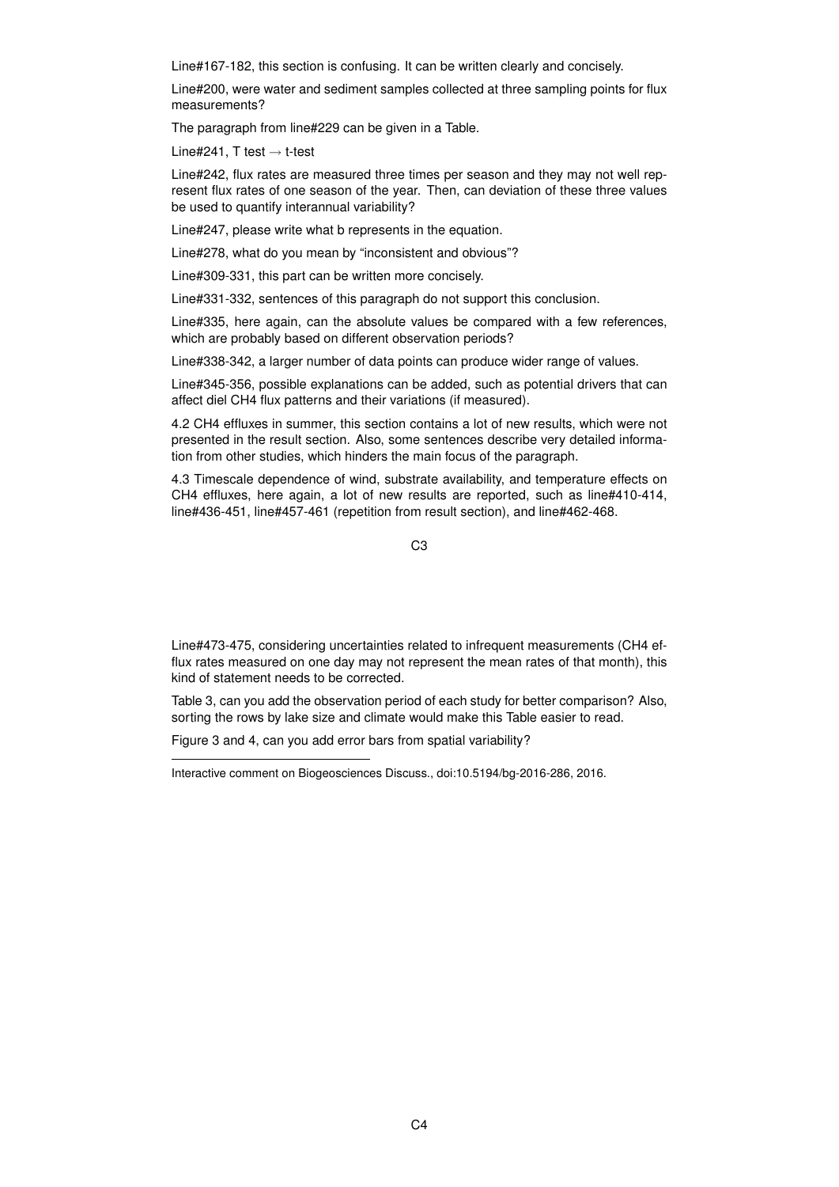Line#167-182, this section is confusing. It can be written clearly and concisely.

Line#200, were water and sediment samples collected at three sampling points for flux measurements?

The paragraph from line#229 can be given in a Table.

Line#241, T test → t-test

Line#242, flux rates are measured three times per season and they may not well represent flux rates of one season of the year. Then, can deviation of these three values be used to quantify interannual variability?

Line#247, please write what b represents in the equation.

Line#278, what do you mean by "inconsistent and obvious"?

Line#309-331, this part can be written more concisely.

Line#331-332, sentences of this paragraph do not support this conclusion.

Line#335, here again, can the absolute values be compared with a few references, which are probably based on different observation periods?

Line#338-342, a larger number of data points can produce wider range of values.

Line#345-356, possible explanations can be added, such as potential drivers that can affect diel $CH_4$ flux patterns and their variations (if measured).

4.2 $CH_4$ effluxes in summer, this section contains a lot of new results, which were not presented in the result section. Also, some sentences describe very detailed information from other studies, which hinders the main focus of the paragraph.

4.3 Timescale dependence of wind, substrate availability, and temperature effects on $CH_4$ effluxes, here again, a lot of new results are reported, such as line#410-414, line#436-451, line#457-461 (repetition from result section), and line#462-468.

Line#473-475, considering uncertainties related to infrequent measurements ($CH_4$ efflux rates measured on one day may not represent the mean rates of that month), this kind of statement needs to be corrected.

Table 3, can you add the observation period of each study for better comparison? Also, sorting the rows by lake size and climate would make this Table easier to read.

Figure 3 and 4, can you add error bars from spatial variability?

---

Interactive comment on Biogeosciences Discuss., doi:10.5194/bg-2016-286, 2016.